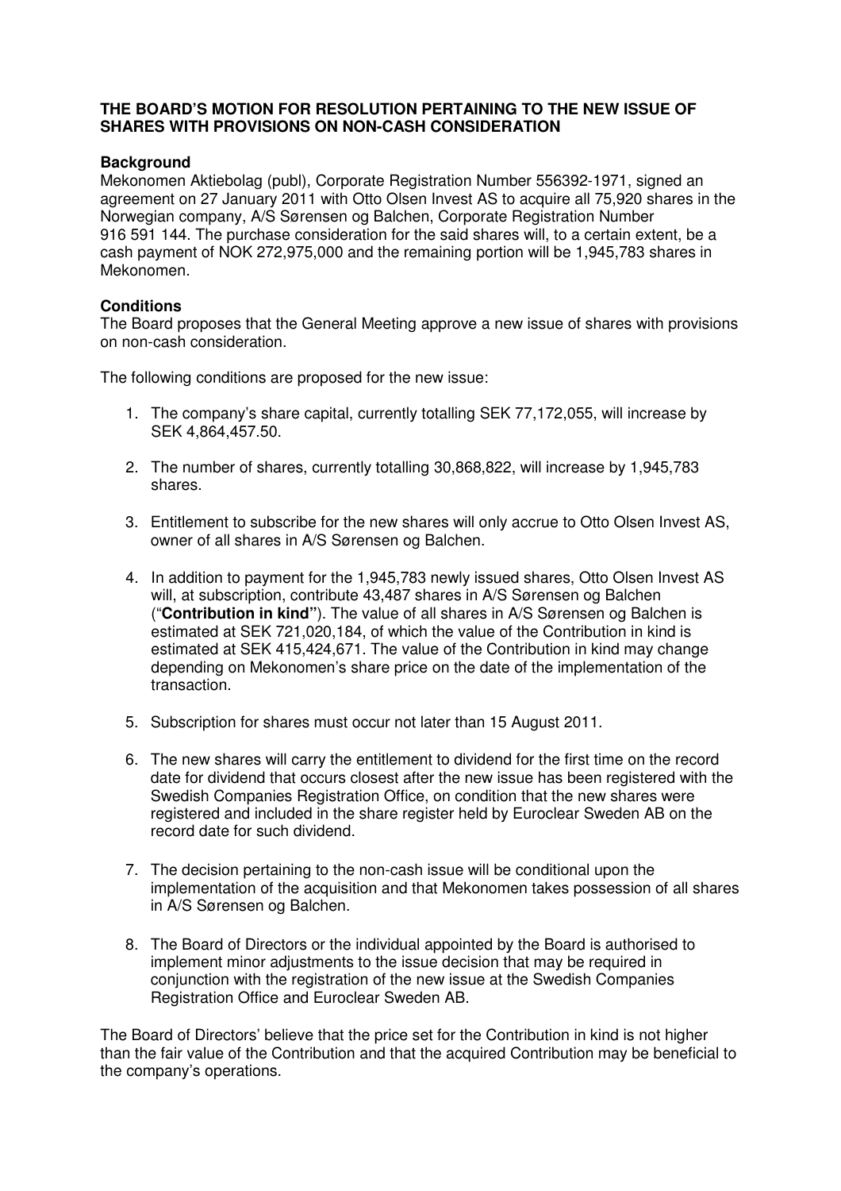# THE BOARD'S MOTION FOR RESOLUTION PERTAINING TO THE NEW ISSUE OF SHARES WITH PROVISIONS ON NON-CASH CONSIDERATION

## Background

Mekonomen Aktiebolag (publ), Corporate Registration Number 556392-1971, signed an agreement on 27 January 2011 with Otto Olsen Invest AS to acquire all 75,920 shares in the Norwegian company, A/S Sørensen og Balchen, Corporate Registration Number 916 591 144. The purchase consideration for the said shares will, to a certain extent, be a cash payment of NOK 272,975,000 and the remaining portion will be 1,945,783 shares in Mekonomen.

## Conditions

The Board proposes that the General Meeting approve a new issue of shares with provisions on non-cash consideration.

The following conditions are proposed for the new issue:

1. The company's share capital, currently totalling SEK 77,172,055, will increase by SEK 4,864,457.50.

2. The number of shares, currently totalling 30,868,822, will increase by 1,945,783 shares.

3. Entitlement to subscribe for the new shares will only accrue to Otto Olsen Invest AS, owner of all shares in A/S Sørensen og Balchen.

4. In addition to payment for the 1,945,783 newly issued shares, Otto Olsen Invest AS will, at subscription, contribute 43,487 shares in A/S Sørensen og Balchen ("**Contribution in kind"**). The value of all shares in A/S Sørensen og Balchen is estimated at SEK 721,020,184, of which the value of the Contribution in kind is estimated at SEK 415,424,671. The value of the Contribution in kind may change depending on Mekonomen's share price on the date of the implementation of the transaction.

5. Subscription for shares must occur not later than 15 August 2011.

6. The new shares will carry the entitlement to dividend for the first time on the record date for dividend that occurs closest after the new issue has been registered with the Swedish Companies Registration Office, on condition that the new shares were registered and included in the share register held by Euroclear Sweden AB on the record date for such dividend.

7. The decision pertaining to the non-cash issue will be conditional upon the implementation of the acquisition and that Mekonomen takes possession of all shares in A/S Sørensen og Balchen.

8. The Board of Directors or the individual appointed by the Board is authorised to implement minor adjustments to the issue decision that may be required in conjunction with the registration of the new issue at the Swedish Companies Registration Office and Euroclear Sweden AB.

The Board of Directors' believe that the price set for the Contribution in kind is not higher than the fair value of the Contribution and that the acquired Contribution may be beneficial to the company's operations.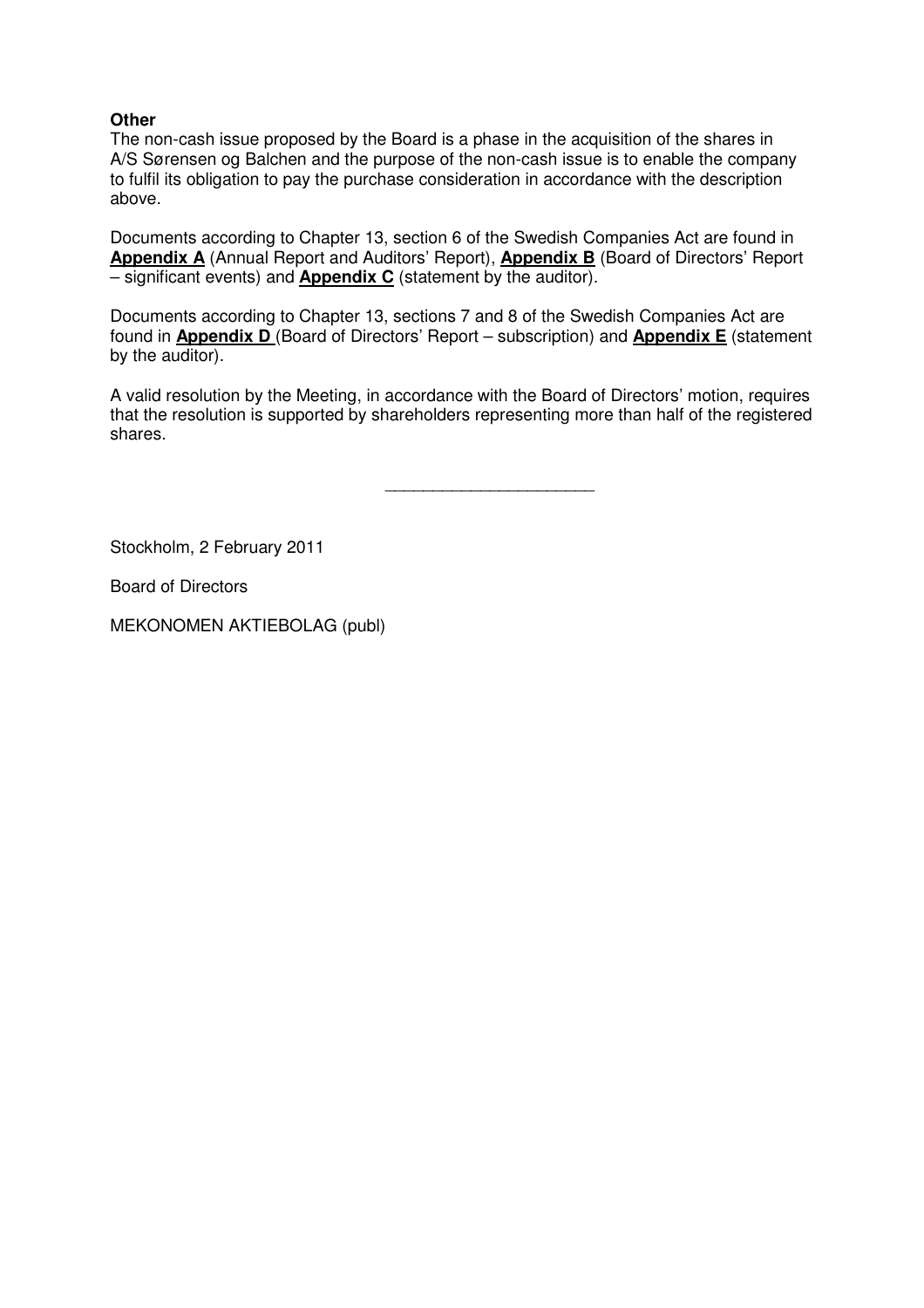**Other**

The non-cash issue proposed by the Board is a phase in the acquisition of the shares in A/S Sørensen og Balchen and the purpose of the non-cash issue is to enable the company to fulfil its obligation to pay the purchase consideration in accordance with the description above.

Documents according to Chapter 13, section 6 of the Swedish Companies Act are found in **Appendix A** (Annual Report and Auditors' Report), **Appendix B** (Board of Directors' Report – significant events) and **Appendix C** (statement by the auditor).

Documents according to Chapter 13, sections 7 and 8 of the Swedish Companies Act are found in **Appendix D** (Board of Directors' Report – subscription) and **Appendix E** (statement by the auditor).

A valid resolution by the Meeting, in accordance with the Board of Directors' motion, requires that the resolution is supported by shareholders representing more than half of the registered shares.

---

Stockholm, 2 February 2011

Board of Directors

MEKONOMEN AKTIEBOLAG (publ)